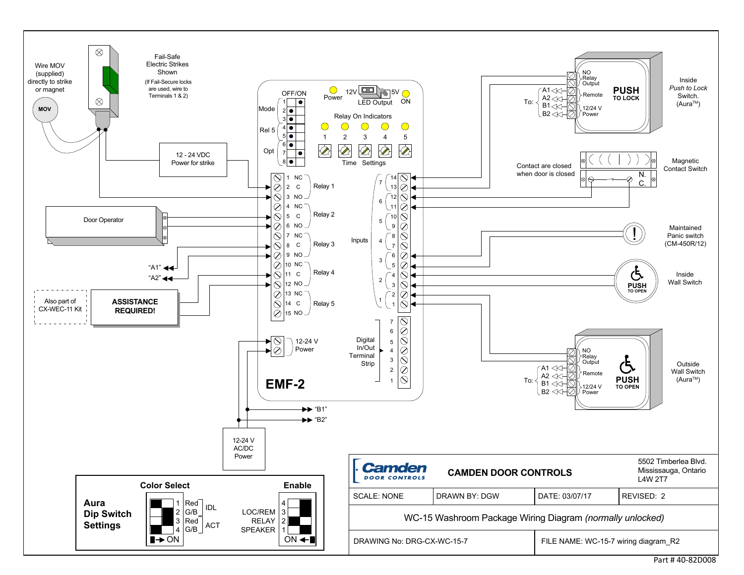Wire MOV (supplied) directly to strike or magnet

MOV

Fail-Safe Electric Strikes Shown

(If Fail-Secure locks are used, wire to Terminals 1 & 2)

12 - 24 VDC Power for strike

Door Operator

"A1"

"A2"

Also part of CX-WEC-11 Kit

**ASSISTANCE REQUIRED!**

OFF/ON

Mode 1 2 3

Rel 5 4 5

Opt 6 7 8

Power

12V LED Output 5V ON

Relay On Indicators

1 2 3 4 5

Time Settings

| Terminal | | Relay |
|---|---|---|
| 1 | NC | Relay 1 |
| 2 | C | |
| 3 | NO | |
| 4 | NC | Relay 2 |
| 5 | C | |
| 6 | NO | |
| 7 | NC | Relay 3 |
| 8 | C | |
| 9 | NO | |
| 10 | NC | Relay 4 |
| 11 | C | |
| 12 | NO | |
| 13 | NC | Relay 5 |
| 14 | C | |
| 15 | NO | |

12-24 V Power

Inputs

| Input | Terminals |
|---|---|
| 7 | 14, 13 |
| 6 | 12, 11 |
| 5 | 10, 9 |
| 4 | 8, 7 |
| 3 | 6, 5 |
| 2 | 4, 3 |
| 1 | 2, 1 |

Digital In/Out Terminal Strip 7 6 5 4 3 2 1

**EMF-2**

"B1"

"B2"

12-24 V AC/DC Power

To: A1, A2, B1, B2

NO Relay Output

Remote

12/24 V Power

**PUSH TO LOCK**

Inside *Push to Lock* Switch. (Aura™)

Contact are closed when door is closed

N. C.

Magnetic Contact Switch

Maintained Panic switch (CM-450R/12)

**PUSH TO OPEN**

Inside Wall Switch

To: A1, A2, B1, B2

NO Relay Output

Remote

12/24 V Power

**PUSH TO OPEN**

Outside Wall Switch (Aura™)

## Aura Dip Switch Settings

**Color Select**

| Switch | Color | |
|---|---|---|
| 1 | Red | IDL |
| 2 | G/B | IDL |
| 3 | Red | ACT |
| 4 | G/B | ACT |

→ ON

**Enable**

| Switch | Function |
|---|---|
| 4 | LOC/REM |
| 3 | LOC/REM |
| 2 | RELAY |
| 1 | SPEAKER |

ON ←

Camden DOOR CONTROLS

**CAMDEN DOOR CONTROLS**

5502 Timberlea Blvd. Mississauga, Ontario L4W 2T7

| SCALE: NONE | DRAWN BY: DGW | DATE: 03/07/17 | REVISED: 2 |
|---|---|---|---|

WC-15 Washroom Package Wiring Diagram *(normally unlocked)*

| DRAWING No: DRG-CX-WC-15-7 | FILE NAME: WC-15-7 wiring diagram_R2 |
|---|---|

Part # 40-82D008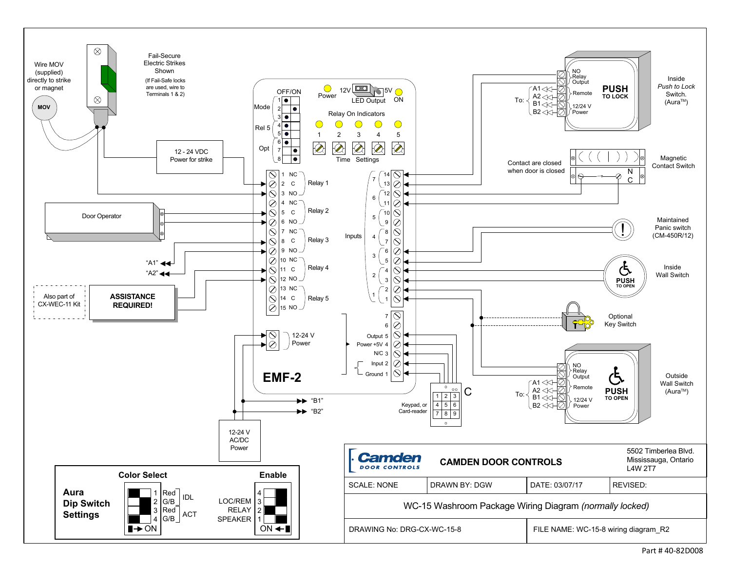Wire MOV (supplied) directly to strike or magnet

MOV

Fail-Secure Electric Strikes Shown

(If Fail-Safe locks are used, wire to Terminals 1 & 2)

12 - 24 VDC Power for strike

Door Operator

"A1"

"A2"

Also part of CX-WEC-11 Kit

**ASSISTANCE REQUIRED!**

12-24 V AC/DC Power

"B1"

"B2"

OFF/ON

Mode

Rel 5

Opt

Power

12V

LED Output

5V

ON

Relay On Indicators

1 2 3 4 5

Time Settings

1 NC, 2 C, 3 NO — Relay 1

4 NC, 5 C, 6 NO — Relay 2

7 NC, 8 C, 9 NO — Relay 3

10 NC, 11 C, 12 NO — Relay 4

13 NC, 14 C, 15 NO — Relay 5

12-24 V Power

**EMF-2**

Inputs

7 (14, 13), 6 (12, 11), 5 (10, 9), 4 (8, 7), 3 (6, 5), 2 (4, 3), 1 (2, 1)

7

6

Output 5

Power +5V 4

N/C 3

Input 2

Ground 1

Keypad, or Card-reader

C

Contact are closed when door is closed

Magnetic Contact Switch

N C

Maintained Panic switch (CM-450R/12)

Inside Wall Switch

PUSH TO OPEN

Optional Key Switch

To: A1, A2, B1, B2

NO Relay Output

Remote

12/24 V Power

PUSH TO LOCK

Inside *Push to Lock* Switch. (Aura™)

PUSH TO OPEN

Outside Wall Switch (Aura™)

**Aura Dip Switch Settings**

**Color Select**

| | | |
|---|---|---|
| 1 | Red | IDL |
| 2 | G/B | IDL |
| 3 | Red | ACT |
| 4 | G/B | ACT |

ON

**Enable**

| | |
|---|---|
| 4 | |
| 3 | LOC/REM |
| 2 | RELAY |
| 1 | SPEAKER |

ON

**Camden DOOR CONTROLS**

**CAMDEN DOOR CONTROLS**

5502 Timberlea Blvd.
Mississauga, Ontario
L4W 2T7

| | | | |
|---|---|---|---|
| SCALE: NONE | DRAWN BY: DGW | DATE: 03/07/17 | REVISED: |

WC-15 Washroom Package Wiring Diagram *(normally locked)*

| | |
|---|---|
| DRAWING No: DRG-CX-WC-15-8 | FILE NAME: WC-15-8 wiring diagram_R2 |

Part # 40-82D008